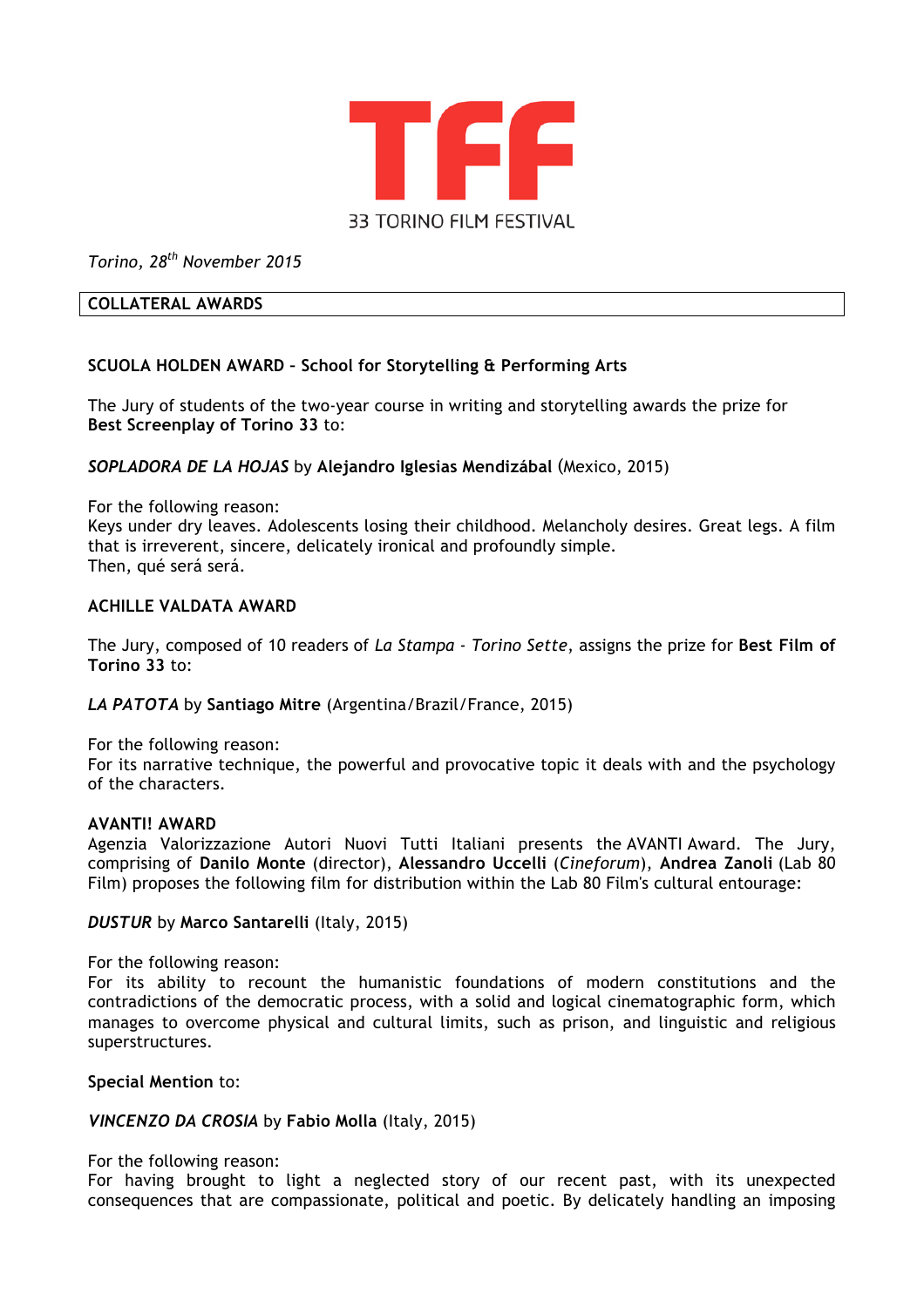TFF

33 TORINO FILM FESTIVAL

*Torino, 28th November 2015*

## COLLATERAL AWARDS

### SCUOLA HOLDEN AWARD – School for Storytelling & Performing Arts

The Jury of students of the two-year course in writing and storytelling awards the prize for **Best Screenplay of Torino 33** to:

***SOPLADORA DE LA HOJAS*** by **Alejandro Iglesias Mendizábal** (Mexico, 2015)

For the following reason:
Keys under dry leaves. Adolescents losing their childhood. Melancholy desires. Great legs. A film that is irreverent, sincere, delicately ironical and profoundly simple.
Then, qué será será.

### ACHILLE VALDATA AWARD

The Jury, composed of 10 readers of *La Stampa - Torino Sette*, assigns the prize for **Best Film of Torino 33** to:

***LA PATOTA*** by **Santiago Mitre** (Argentina/Brazil/France, 2015)

For the following reason:
For its narrative technique, the powerful and provocative topic it deals with and the psychology of the characters.

### AVANTI! AWARD

Agenzia Valorizzazione Autori Nuovi Tutti Italiani presents the AVANTI Award. The Jury, comprising of **Danilo Monte** (director), **Alessandro Uccelli** (*Cineforum*), **Andrea Zanoli** (Lab 80 Film) proposes the following film for distribution within the Lab 80 Film's cultural entourage:

***DUSTUR*** by **Marco Santarelli** (Italy, 2015)

For the following reason:
For its ability to recount the humanistic foundations of modern constitutions and the contradictions of the democratic process, with a solid and logical cinematographic form, which manages to overcome physical and cultural limits, such as prison, and linguistic and religious superstructures.

**Special Mention** to:

***VINCENZO DA CROSIA*** by **Fabio Molla** (Italy, 2015)

For the following reason:
For having brought to light a neglected story of our recent past, with its unexpected consequences that are compassionate, political and poetic. By delicately handling an imposing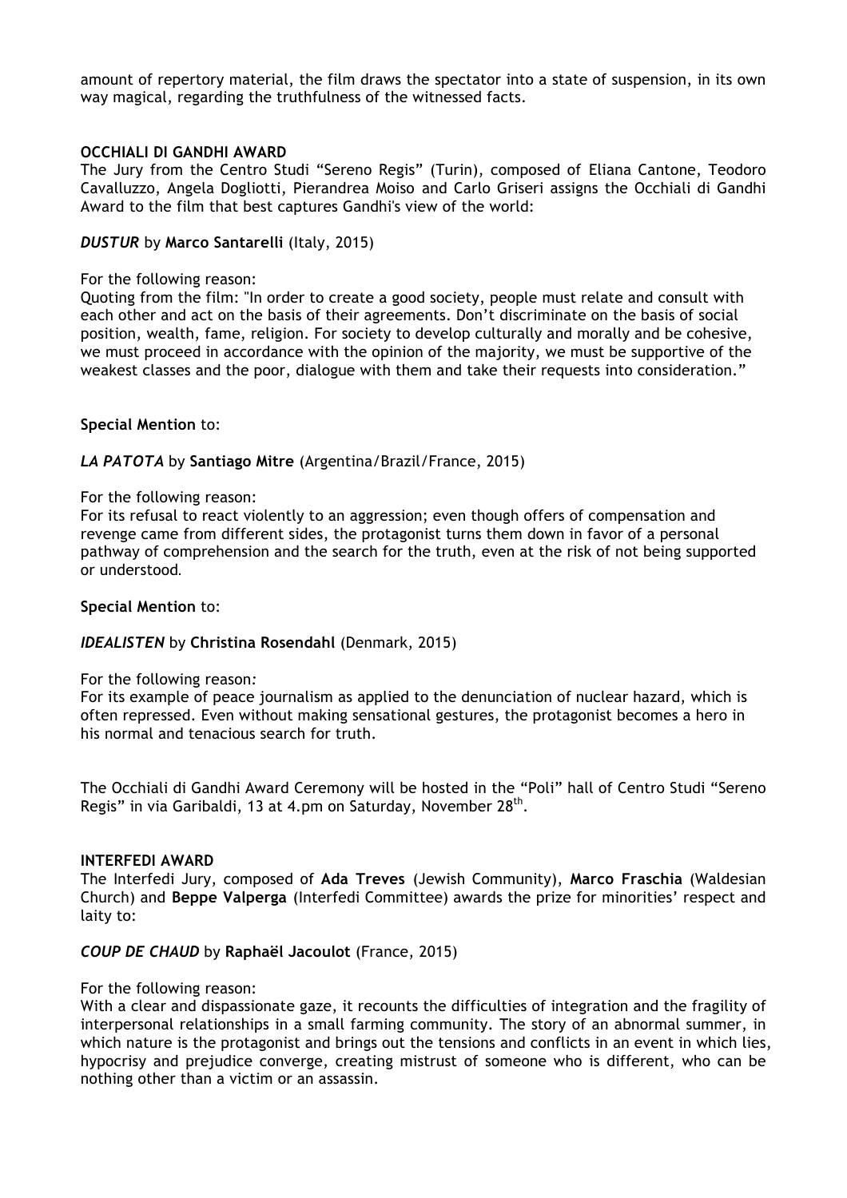amount of repertory material, the film draws the spectator into a state of suspension, in its own way magical, regarding the truthfulness of the witnessed facts.

**OCCHIALI DI GANDHI AWARD**

The Jury from the Centro Studi "Sereno Regis" (Turin), composed of Eliana Cantone, Teodoro Cavalluzzo, Angela Dogliotti, Pierandrea Moiso and Carlo Griseri assigns the Occhiali di Gandhi Award to the film that best captures Gandhi's view of the world:

***DUSTUR*** by **Marco Santarelli** (Italy, 2015)

For the following reason:
Quoting from the film: "In order to create a good society, people must relate and consult with each other and act on the basis of their agreements. Don't discriminate on the basis of social position, wealth, fame, religion. For society to develop culturally and morally and be cohesive, we must proceed in accordance with the opinion of the majority, we must be supportive of the weakest classes and the poor, dialogue with them and take their requests into consideration."

**Special Mention** to:

***LA PATOTA*** by **Santiago Mitre** (Argentina/Brazil/France, 2015)

For the following reason:
For its refusal to react violently to an aggression; even though offers of compensation and revenge came from different sides, the protagonist turns them down in favor of a personal pathway of comprehension and the search for the truth, even at the risk of not being supported or understood.

**Special Mention** to:

***IDEALISTEN*** by **Christina Rosendahl** (Denmark, 2015)

For the following reason:
For its example of peace journalism as applied to the denunciation of nuclear hazard, which is often repressed. Even without making sensational gestures, the protagonist becomes a hero in his normal and tenacious search for truth.

The Occhiali di Gandhi Award Ceremony will be hosted in the "Poli" hall of Centro Studi "Sereno Regis" in via Garibaldi, 13 at 4.pm on Saturday, November 28th.

**INTERFEDI AWARD**

The Interfedi Jury, composed of **Ada Treves** (Jewish Community), **Marco Fraschia** (Waldesian Church) and **Beppe Valperga** (Interfedi Committee) awards the prize for minorities' respect and laity to:

***COUP DE CHAUD*** by **Raphaël Jacoulot** (France, 2015)

For the following reason:
With a clear and dispassionate gaze, it recounts the difficulties of integration and the fragility of interpersonal relationships in a small farming community. The story of an abnormal summer, in which nature is the protagonist and brings out the tensions and conflicts in an event in which lies, hypocrisy and prejudice converge, creating mistrust of someone who is different, who can be nothing other than a victim or an assassin.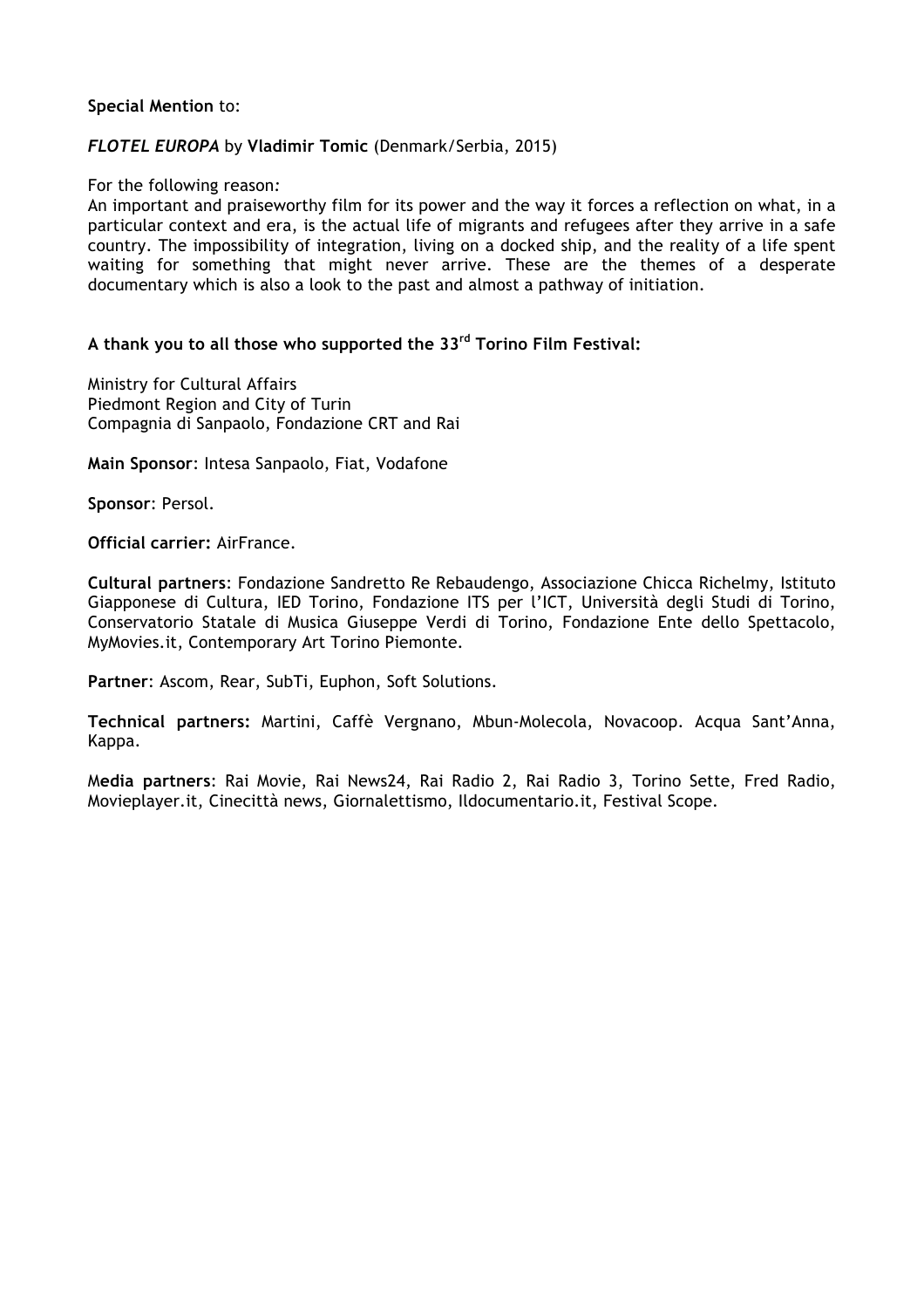**Special Mention** to:

***FLOTEL EUROPA*** by **Vladimir Tomic** (Denmark/Serbia, 2015)

For the following reason:
An important and praiseworthy film for its power and the way it forces a reflection on what, in a particular context and era, is the actual life of migrants and refugees after they arrive in a safe country. The impossibility of integration, living on a docked ship, and the reality of a life spent waiting for something that might never arrive. These are the themes of a desperate documentary which is also a look to the past and almost a pathway of initiation.

**A thank you to all those who supported the 33rd Torino Film Festival:**

Ministry for Cultural Affairs
Piedmont Region and City of Turin
Compagnia di Sanpaolo, Fondazione CRT and Rai

**Main Sponsor**: Intesa Sanpaolo, Fiat, Vodafone

**Sponsor**: Persol.

**Official carrier:** AirFrance.

**Cultural partners**: Fondazione Sandretto Re Rebaudengo, Associazione Chicca Richelmy, Istituto Giapponese di Cultura, IED Torino, Fondazione ITS per l'ICT, Università degli Studi di Torino, Conservatorio Statale di Musica Giuseppe Verdi di Torino, Fondazione Ente dello Spettacolo, MyMovies.it, Contemporary Art Torino Piemonte.

**Partner**: Ascom, Rear, SubTi, Euphon, Soft Solutions.

**Technical partners:** Martini, Caffè Vergnano, Mbun-Molecola, Novacoop. Acqua Sant'Anna, Kappa.

M**edia partners**: Rai Movie, Rai News24, Rai Radio 2, Rai Radio 3, Torino Sette, Fred Radio, Movieplayer.it, Cinecittà news, Giornalettismo, Ildocumentario.it, Festival Scope.